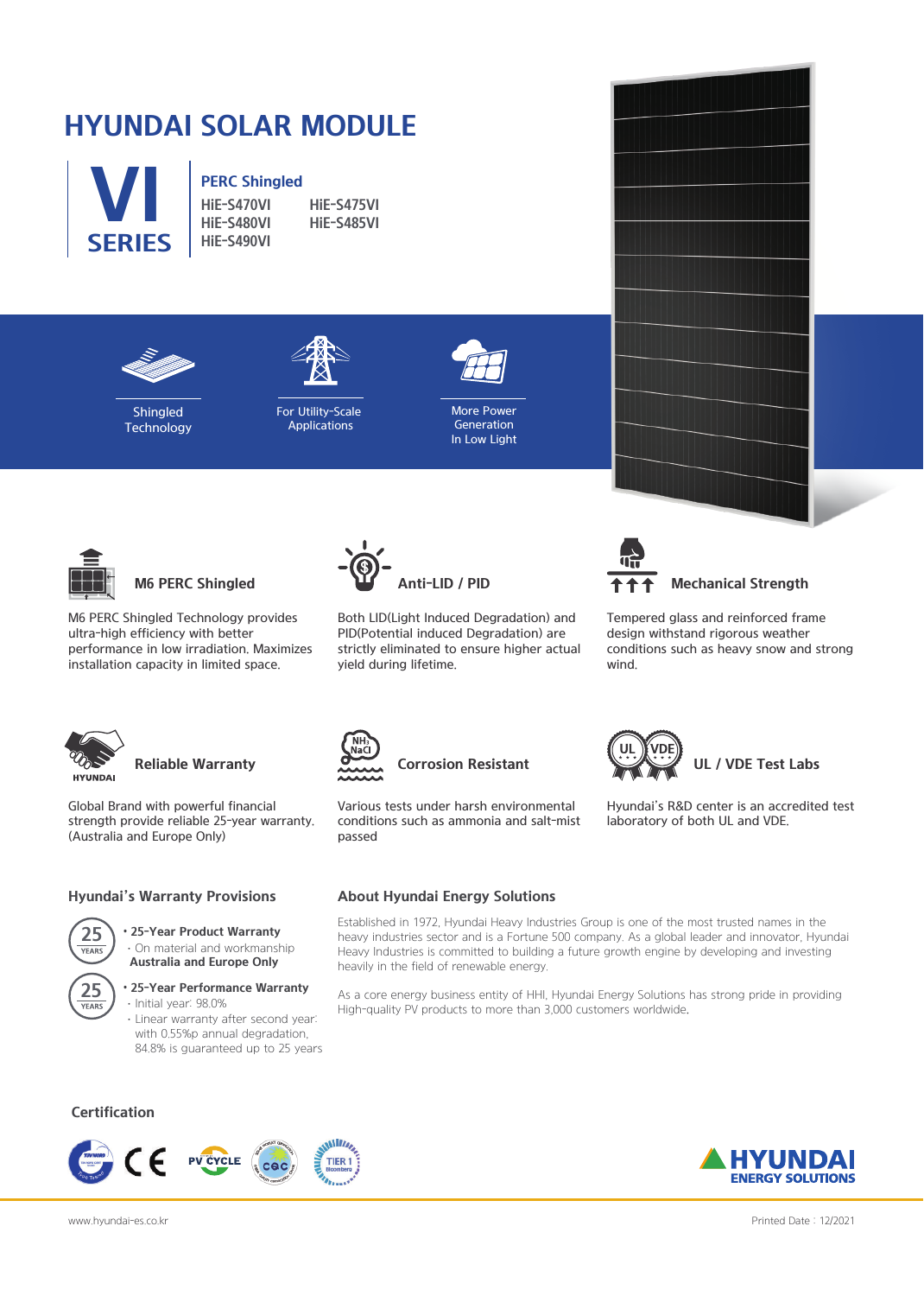# HYUNDAI SOLAR MODULE

## VI SERIES

**PERC Shingled**

HiE-S470VI
HiE-S475VI
HiE-S480VI
HiE-S485VI
HiE-S490VI

Shingled Technology

For Utility-Scale Applications

More Power Generation In Low Light

### M6 PERC Shingled

M6 PERC Shingled Technology provides ultra-high efficiency with better performance in low irradiation. Maximizes installation capacity in limited space.

### Anti-LID / PID

Both LID(Light Induced Degradation) and PID(Potential induced Degradation) are strictly eliminated to ensure higher actual yield during lifetime.

### Mechanical Strength

Tempered glass and reinforced frame design withstand rigorous weather conditions such as heavy snow and strong wind.

### Reliable Warranty

Global Brand with powerful financial strength provide reliable 25-year warranty. (Australia and Europe Only)

### Corrosion Resistant

Various tests under harsh environmental conditions such as ammonia and salt-mist passed

### UL / VDE Test Labs

Hyundai's R&D center is an accredited test laboratory of both UL and VDE.

## Hyundai's Warranty Provisions

- **25-Year Product Warranty**
  - On material and workmanship
  - **Australia and Europe Only**
- **25-Year Performance Warranty**
  - Initial year: 98.0%
  - Linear warranty after second year: with 0.55%p annual degradation, 84.8% is guaranteed up to 25 years

## About Hyundai Energy Solutions

Established in 1972, Hyundai Heavy Industries Group is one of the most trusted names in the heavy industries sector and is a Fortune 500 company. As a global leader and innovator, Hyundai Heavy Industries is committed to building a future growth engine by developing and investing heavily in the field of renewable energy.

As a core energy business entity of HHI, Hyundai Energy Solutions has strong pride in providing High-quality PV products to more than 3,000 customers worldwide.

## Certification

HYUNDAI ENERGY SOLUTIONS

www.hyundai-es.co.kr

Printed Date : 12/2021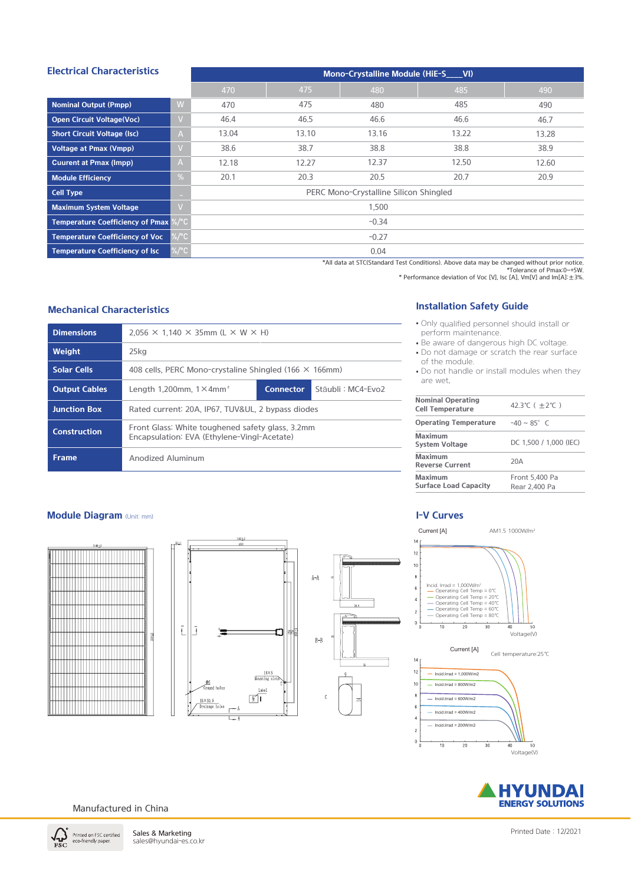## Electrical Characteristics

| | | Mono-Crystalline Module (HiE-S___VI) | | | | |
|---|---|---|---|---|---|---|
| | | 470 | 475 | 480 | 485 | 490 |
| Nominal Output (Pmpp) | W | 470 | 475 | 480 | 485 | 490 |
| Open Circuit Voltage(Voc) | V | 46.4 | 46.5 | 46.6 | 46.6 | 46.7 |
| Short Circuit Voltage (Isc) | A | 13.04 | 13.10 | 13.16 | 13.22 | 13.28 |
| Voltage at Pmax (Vmpp) | V | 38.6 | 38.7 | 38.8 | 38.8 | 38.9 |
| Cuurent at Pmax (Impp) | A | 12.18 | 12.27 | 12.37 | 12.50 | 12.60 |
| Module Efficiency | % | 20.1 | 20.3 | 20.5 | 20.7 | 20.9 |
| Cell Type | - | PERC Mono-Crystalline Silicon Shingled | | | | |
| Maximum System Voltage | V | 1,500 | | | | |
| Temperature Coefficiency of Pmax | %/°C | -0.34 | | | | |
| Temperature Coefficiency of Voc | %/°C | -0.27 | | | | |
| Temperature Coefficiency of Isc | %/°C | 0.04 | | | | |

*All data at STC(Standard Test Conditions). Above data may be changed without prior notice.
*Tolerance of Pmax:0~+5W.
* Performance deviation of Voc [V], Isc [A], Vm[V] and Im[A]:±3%.

## Mechanical Characteristics

| | | | |
|---|---|---|---|
| Dimensions | 2,056 × 1,140 × 35mm (L × W × H) | | |
| Weight | 25kg | | |
| Solar Cells | 408 cells, PERC Mono-crystaline Shingled (166 × 166mm) | | |
| Output Cables | Length 1,200mm, 1×4mm² | Connector | Stäubli : MC4-Evo2 |
| Junction Box | Rated current: 20A, IP67, TUV&UL, 2 bypass diodes | | |
| Construction | Front Glass: White toughened safety glass, 3.2mm<br>Encapsulation: EVA (Ethylene-Vingl-Acetate) | | |
| Frame | Anodized Aluminum | | |

## Installation Safety Guide

- Only qualified personnel should install or perform maintenance.
- Be aware of dangerous high DC voltage.
- Do not damage or scratch the rear surface of the module.
- Do not handle or install modules when they are wet.

| | |
|---|---|
| Nominal Operating Cell Temperature | 42.3℃ ( ±2℃ ) |
| Operating Temperature | -40 ~ 85° C |
| Maximum System Voltage | DC 1,500 / 1,000 (IEC) |
| Maximum Reverse Current | 20A |
| Maximum Surface Load Capacity | Front 5,400 Pa<br>Rear 2,400 Pa |

## Module Diagram (Unit: mm)

A-A

B-B

C

Ground holes

Mounting slots

Label

Drainage holes

## I-V Curves

Current [A]
AM1.5 1000W/m²
Incid. Irrad = 1,000W/m²
Operating Cell Temp = 0℃
Operating Cell Temp = 20℃
Operating Cell Temp = 40℃
Operating Cell Temp = 60℃
Operating Cell Temp = 80℃
Voltage(V)

Current [A]
Cell temperature:25℃
Incid.Irrad = 1,000W/m2
Incid.Irrad = 800W/m2
Incid.Irrad = 600W/m2
Incid.Irrad = 400W/m2
Incid.Irrad = 200W/m2
Voltage(V)

Manufactured in China

HYUNDAI ENERGY SOLUTIONS

Printed on FSC certified eco-friendly paper.

Sales & Marketing
sales@hyundai-es.co.kr

Printed Date : 12/2021